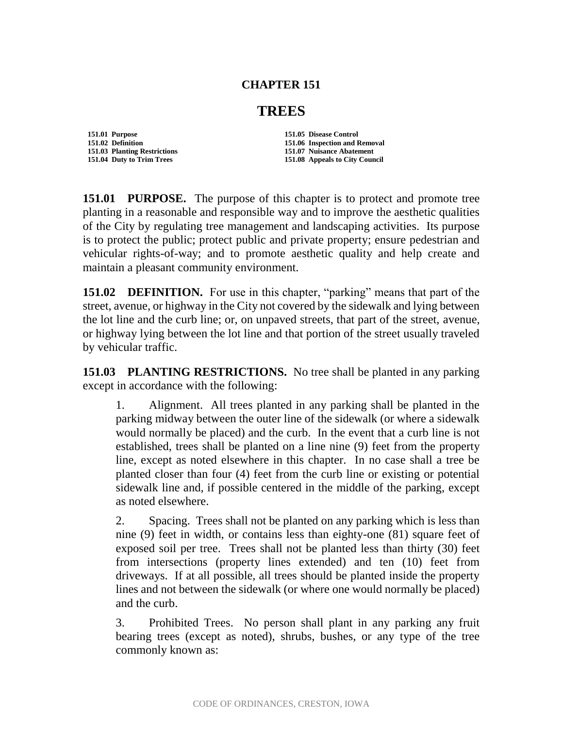# CHAPTER 151

# TREES

| | |
|---|---|
| **151.01 Purpose** | **151.05 Disease Control** |
| **151.02 Definition** | **151.06 Inspection and Removal** |
| **151.03 Planting Restrictions** | **151.07 Nuisance Abatement** |
| **151.04 Duty to Trim Trees** | **151.08 Appeals to City Council** |

**151.01 PURPOSE.** The purpose of this chapter is to protect and promote tree planting in a reasonable and responsible way and to improve the aesthetic qualities of the City by regulating tree management and landscaping activities. Its purpose is to protect the public; protect public and private property; ensure pedestrian and vehicular rights-of-way; and to promote aesthetic quality and help create and maintain a pleasant community environment.

**151.02 DEFINITION.** For use in this chapter, "parking" means that part of the street, avenue, or highway in the City not covered by the sidewalk and lying between the lot line and the curb line; or, on unpaved streets, that part of the street, avenue, or highway lying between the lot line and that portion of the street usually traveled by vehicular traffic.

**151.03 PLANTING RESTRICTIONS.** No tree shall be planted in any parking except in accordance with the following:

1. Alignment. All trees planted in any parking shall be planted in the parking midway between the outer line of the sidewalk (or where a sidewalk would normally be placed) and the curb. In the event that a curb line is not established, trees shall be planted on a line nine (9) feet from the property line, except as noted elsewhere in this chapter. In no case shall a tree be planted closer than four (4) feet from the curb line or existing or potential sidewalk line and, if possible centered in the middle of the parking, except as noted elsewhere.

2. Spacing. Trees shall not be planted on any parking which is less than nine (9) feet in width, or contains less than eighty-one (81) square feet of exposed soil per tree. Trees shall not be planted less than thirty (30) feet from intersections (property lines extended) and ten (10) feet from driveways. If at all possible, all trees should be planted inside the property lines and not between the sidewalk (or where one would normally be placed) and the curb.

3. Prohibited Trees. No person shall plant in any parking any fruit bearing trees (except as noted), shrubs, bushes, or any type of the tree commonly known as: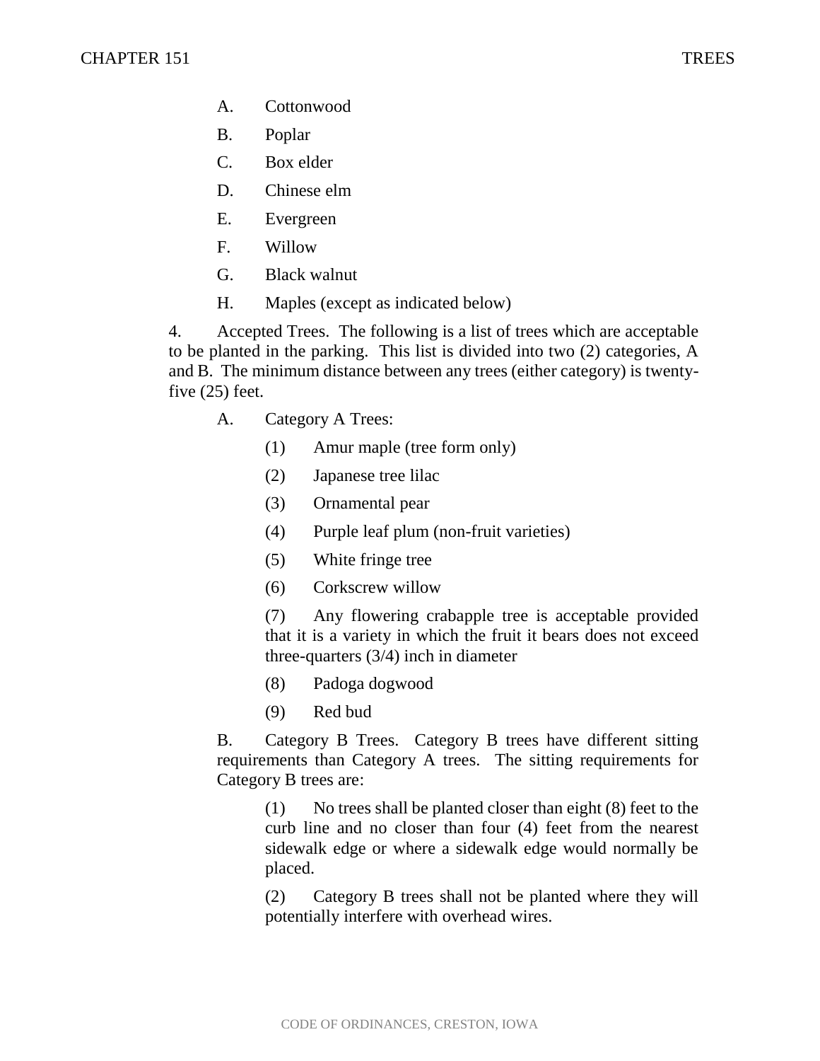A. Cottonwood

B. Poplar

C. Box elder

D. Chinese elm

E. Evergreen

F. Willow

G. Black walnut

H. Maples (except as indicated below)

4. Accepted Trees. The following is a list of trees which are acceptable to be planted in the parking. This list is divided into two (2) categories, A and B. The minimum distance between any trees (either category) is twenty-five (25) feet.

A. Category A Trees:

(1) Amur maple (tree form only)

(2) Japanese tree lilac

(3) Ornamental pear

(4) Purple leaf plum (non-fruit varieties)

(5) White fringe tree

(6) Corkscrew willow

(7) Any flowering crabapple tree is acceptable provided that it is a variety in which the fruit it bears does not exceed three-quarters (3/4) inch in diameter

(8) Padoga dogwood

(9) Red bud

B. Category B Trees. Category B trees have different sitting requirements than Category A trees. The sitting requirements for Category B trees are:

(1) No trees shall be planted closer than eight (8) feet to the curb line and no closer than four (4) feet from the nearest sidewalk edge or where a sidewalk edge would normally be placed.

(2) Category B trees shall not be planted where they will potentially interfere with overhead wires.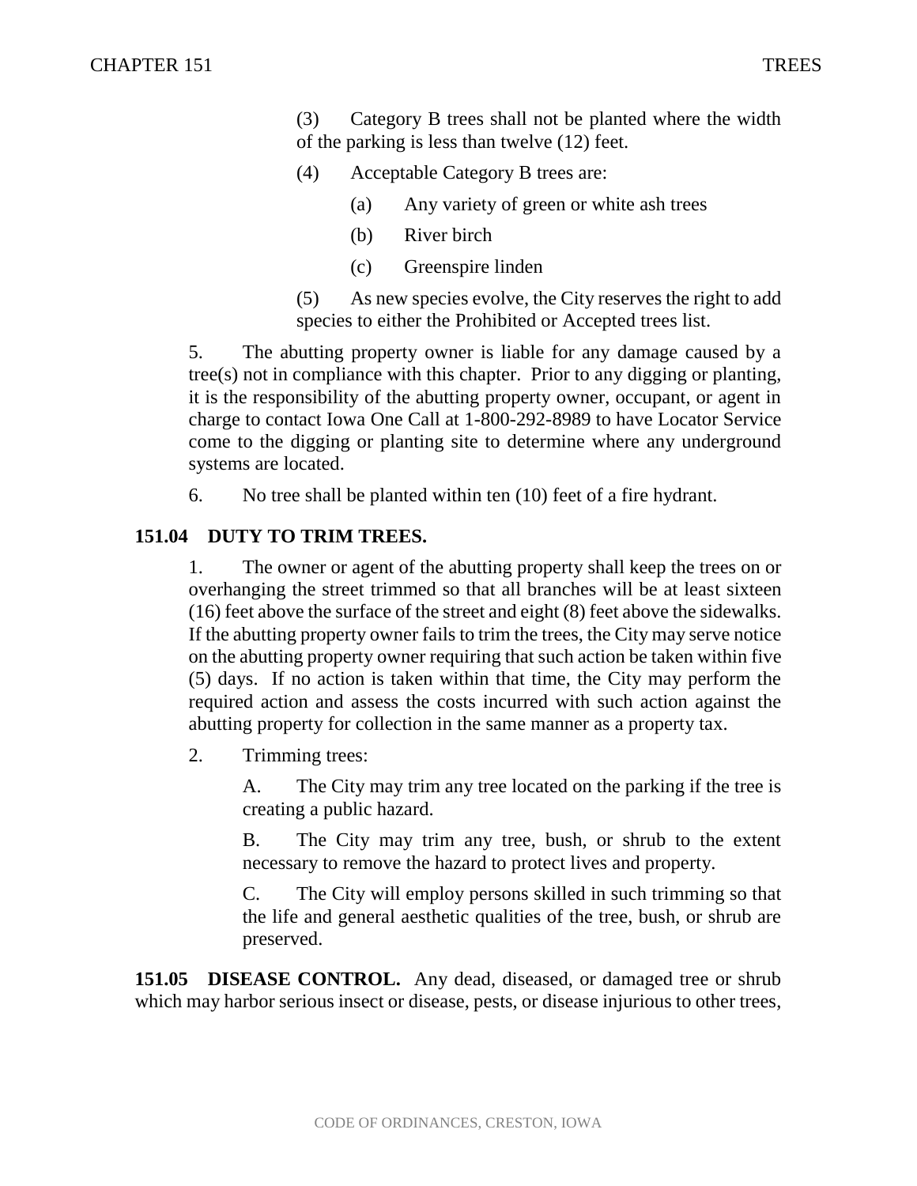(3) Category B trees shall not be planted where the width of the parking is less than twelve (12) feet.

(4) Acceptable Category B trees are:

(a) Any variety of green or white ash trees

(b) River birch

(c) Greenspire linden

(5) As new species evolve, the City reserves the right to add species to either the Prohibited or Accepted trees list.

5. The abutting property owner is liable for any damage caused by a tree(s) not in compliance with this chapter. Prior to any digging or planting, it is the responsibility of the abutting property owner, occupant, or agent in charge to contact Iowa One Call at 1-800-292-8989 to have Locator Service come to the digging or planting site to determine where any underground systems are located.

6. No tree shall be planted within ten (10) feet of a fire hydrant.

**151.04 DUTY TO TRIM TREES.**

1. The owner or agent of the abutting property shall keep the trees on or overhanging the street trimmed so that all branches will be at least sixteen (16) feet above the surface of the street and eight (8) feet above the sidewalks. If the abutting property owner fails to trim the trees, the City may serve notice on the abutting property owner requiring that such action be taken within five (5) days. If no action is taken within that time, the City may perform the required action and assess the costs incurred with such action against the abutting property for collection in the same manner as a property tax.

2. Trimming trees:

A. The City may trim any tree located on the parking if the tree is creating a public hazard.

B. The City may trim any tree, bush, or shrub to the extent necessary to remove the hazard to protect lives and property.

C. The City will employ persons skilled in such trimming so that the life and general aesthetic qualities of the tree, bush, or shrub are preserved.

**151.05 DISEASE CONTROL.** Any dead, diseased, or damaged tree or shrub which may harbor serious insect or disease, pests, or disease injurious to other trees,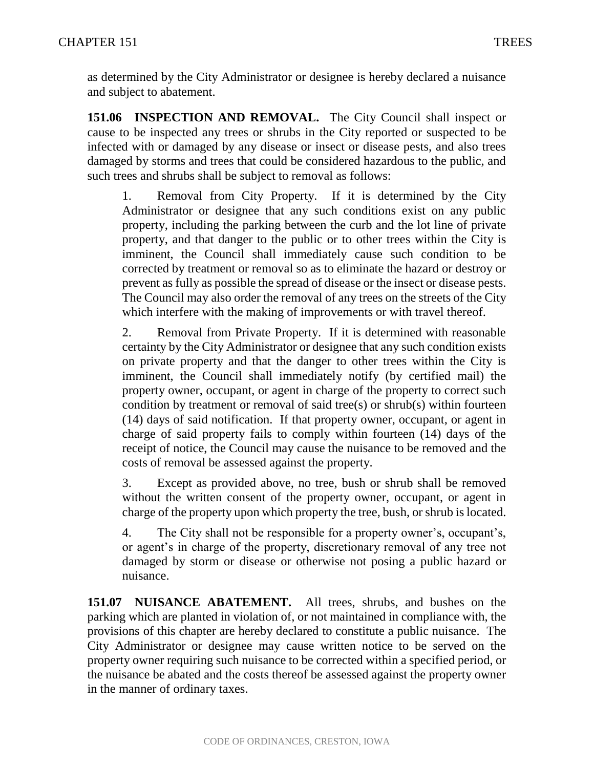as determined by the City Administrator or designee is hereby declared a nuisance and subject to abatement.

**151.06 INSPECTION AND REMOVAL.** The City Council shall inspect or cause to be inspected any trees or shrubs in the City reported or suspected to be infected with or damaged by any disease or insect or disease pests, and also trees damaged by storms and trees that could be considered hazardous to the public, and such trees and shrubs shall be subject to removal as follows:

1. Removal from City Property. If it is determined by the City Administrator or designee that any such conditions exist on any public property, including the parking between the curb and the lot line of private property, and that danger to the public or to other trees within the City is imminent, the Council shall immediately cause such condition to be corrected by treatment or removal so as to eliminate the hazard or destroy or prevent as fully as possible the spread of disease or the insect or disease pests. The Council may also order the removal of any trees on the streets of the City which interfere with the making of improvements or with travel thereof.

2. Removal from Private Property. If it is determined with reasonable certainty by the City Administrator or designee that any such condition exists on private property and that the danger to other trees within the City is imminent, the Council shall immediately notify (by certified mail) the property owner, occupant, or agent in charge of the property to correct such condition by treatment or removal of said tree(s) or shrub(s) within fourteen (14) days of said notification. If that property owner, occupant, or agent in charge of said property fails to comply within fourteen (14) days of the receipt of notice, the Council may cause the nuisance to be removed and the costs of removal be assessed against the property.

3. Except as provided above, no tree, bush or shrub shall be removed without the written consent of the property owner, occupant, or agent in charge of the property upon which property the tree, bush, or shrub is located.

4. The City shall not be responsible for a property owner's, occupant's, or agent's in charge of the property, discretionary removal of any tree not damaged by storm or disease or otherwise not posing a public hazard or nuisance.

**151.07 NUISANCE ABATEMENT.** All trees, shrubs, and bushes on the parking which are planted in violation of, or not maintained in compliance with, the provisions of this chapter are hereby declared to constitute a public nuisance. The City Administrator or designee may cause written notice to be served on the property owner requiring such nuisance to be corrected within a specified period, or the nuisance be abated and the costs thereof be assessed against the property owner in the manner of ordinary taxes.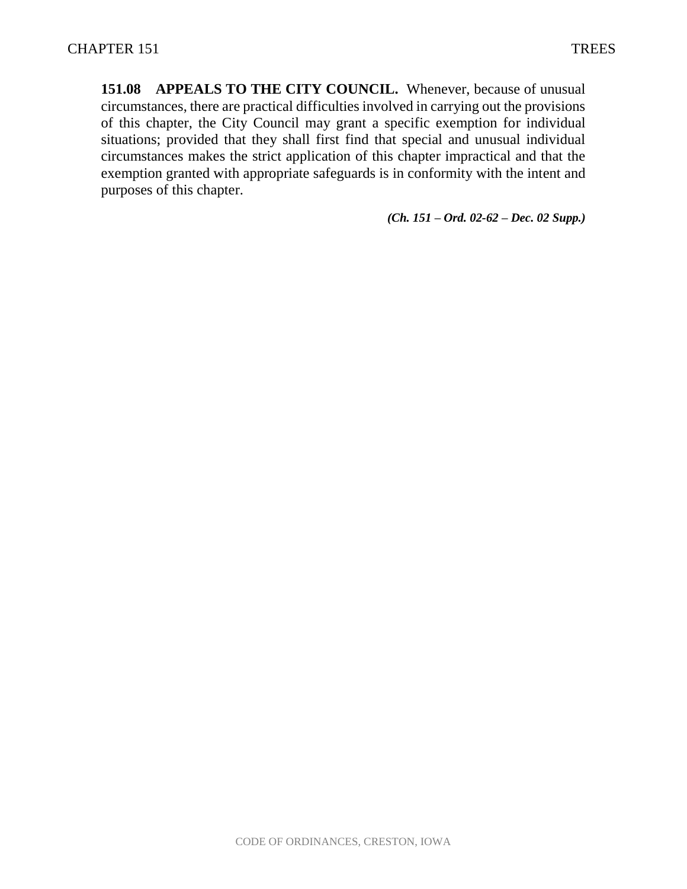**151.08 APPEALS TO THE CITY COUNCIL.** Whenever, because of unusual circumstances, there are practical difficulties involved in carrying out the provisions of this chapter, the City Council may grant a specific exemption for individual situations; provided that they shall first find that special and unusual individual circumstances makes the strict application of this chapter impractical and that the exemption granted with appropriate safeguards is in conformity with the intent and purposes of this chapter.

***(Ch. 151 – Ord. 02-62 – Dec. 02 Supp.)***